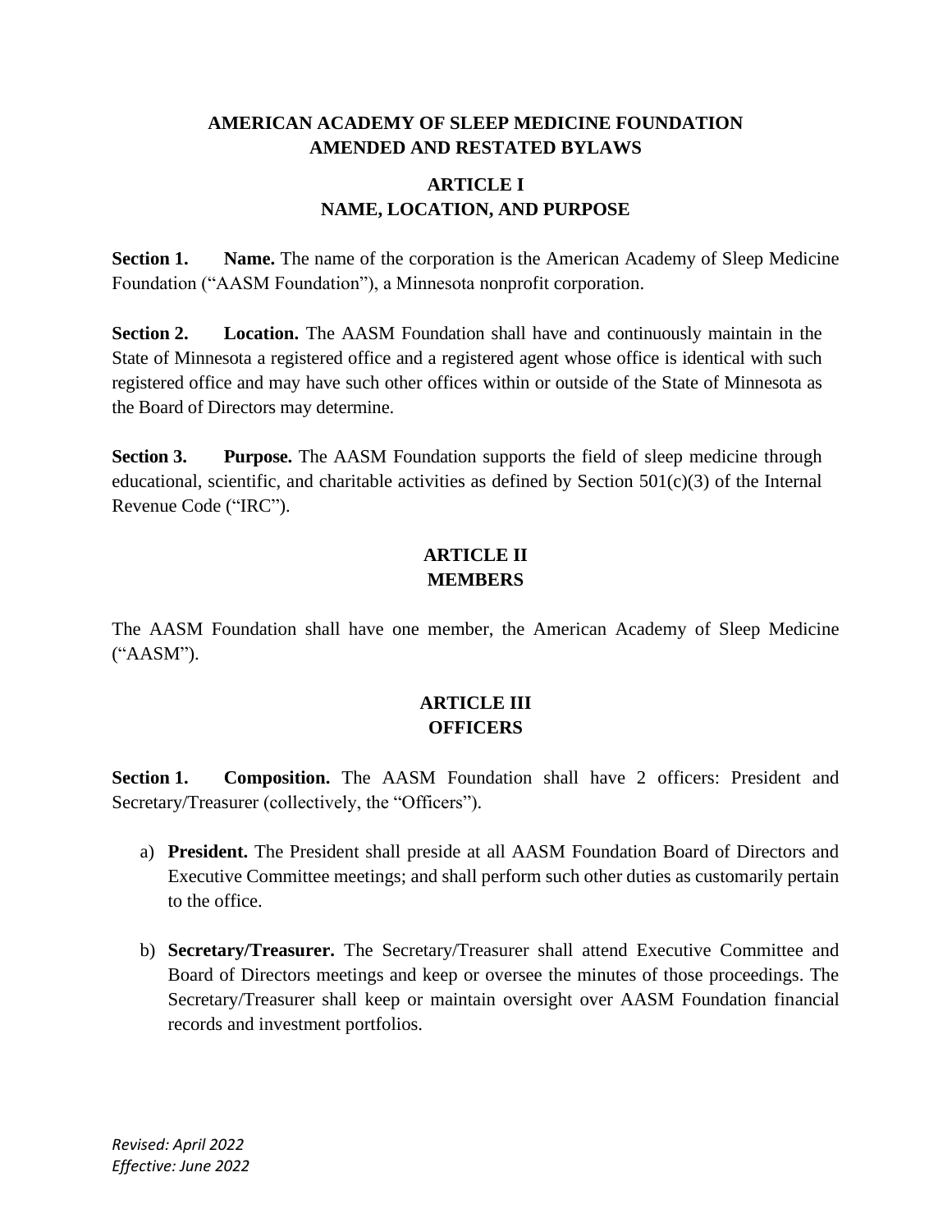# AMERICAN ACADEMY OF SLEEP MEDICINE FOUNDATION AMENDED AND RESTATED BYLAWS

## ARTICLE I NAME, LOCATION, AND PURPOSE

**Section 1. Name.** The name of the corporation is the American Academy of Sleep Medicine Foundation ("AASM Foundation"), a Minnesota nonprofit corporation.

**Section 2. Location.** The AASM Foundation shall have and continuously maintain in the State of Minnesota a registered office and a registered agent whose office is identical with such registered office and may have such other offices within or outside of the State of Minnesota as the Board of Directors may determine.

**Section 3. Purpose.** The AASM Foundation supports the field of sleep medicine through educational, scientific, and charitable activities as defined by Section 501(c)(3) of the Internal Revenue Code ("IRC").

## ARTICLE II MEMBERS

The AASM Foundation shall have one member, the American Academy of Sleep Medicine ("AASM").

## ARTICLE III OFFICERS

**Section 1. Composition.** The AASM Foundation shall have 2 officers: President and Secretary/Treasurer (collectively, the "Officers").

a) **President.** The President shall preside at all AASM Foundation Board of Directors and Executive Committee meetings; and shall perform such other duties as customarily pertain to the office.

b) **Secretary/Treasurer.** The Secretary/Treasurer shall attend Executive Committee and Board of Directors meetings and keep or oversee the minutes of those proceedings. The Secretary/Treasurer shall keep or maintain oversight over AASM Foundation financial records and investment portfolios.

*Revised: April 2022*
*Effective: June 2022*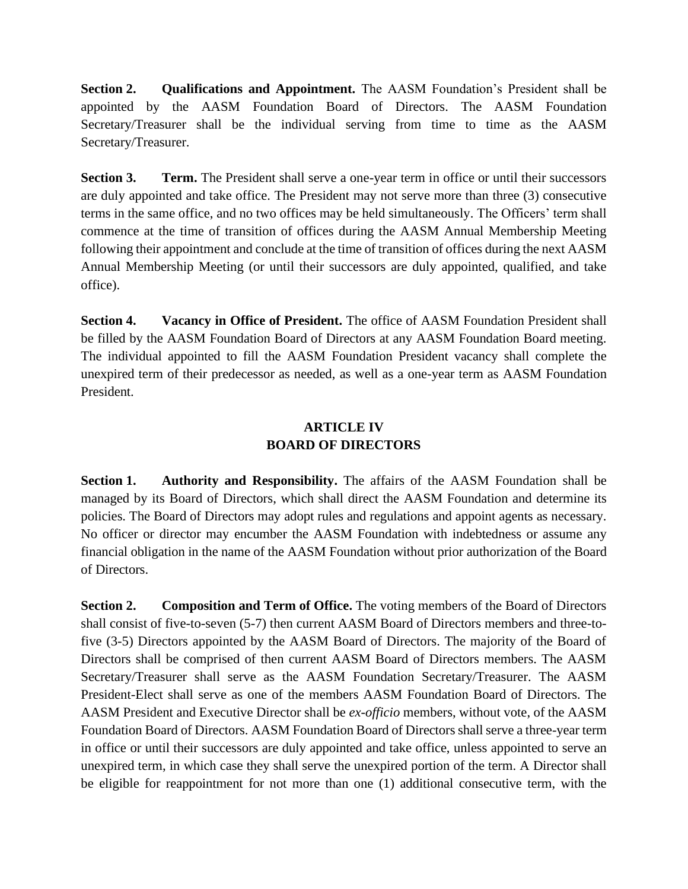**Section 2. Qualifications and Appointment.** The AASM Foundation's President shall be appointed by the AASM Foundation Board of Directors. The AASM Foundation Secretary/Treasurer shall be the individual serving from time to time as the AASM Secretary/Treasurer.

**Section 3. Term.** The President shall serve a one-year term in office or until their successors are duly appointed and take office. The President may not serve more than three (3) consecutive terms in the same office, and no two offices may be held simultaneously. The Officers' term shall commence at the time of transition of offices during the AASM Annual Membership Meeting following their appointment and conclude at the time of transition of offices during the next AASM Annual Membership Meeting (or until their successors are duly appointed, qualified, and take office).

**Section 4. Vacancy in Office of President.** The office of AASM Foundation President shall be filled by the AASM Foundation Board of Directors at any AASM Foundation Board meeting. The individual appointed to fill the AASM Foundation President vacancy shall complete the unexpired term of their predecessor as needed, as well as a one-year term as AASM Foundation President.

## ARTICLE IV
## BOARD OF DIRECTORS

**Section 1. Authority and Responsibility.** The affairs of the AASM Foundation shall be managed by its Board of Directors, which shall direct the AASM Foundation and determine its policies. The Board of Directors may adopt rules and regulations and appoint agents as necessary. No officer or director may encumber the AASM Foundation with indebtedness or assume any financial obligation in the name of the AASM Foundation without prior authorization of the Board of Directors.

**Section 2. Composition and Term of Office.** The voting members of the Board of Directors shall consist of five-to-seven (5-7) then current AASM Board of Directors members and three-to-five (3-5) Directors appointed by the AASM Board of Directors. The majority of the Board of Directors shall be comprised of then current AASM Board of Directors members. The AASM Secretary/Treasurer shall serve as the AASM Foundation Secretary/Treasurer. The AASM President-Elect shall serve as one of the members AASM Foundation Board of Directors. The AASM President and Executive Director shall be *ex-officio* members, without vote, of the AASM Foundation Board of Directors. AASM Foundation Board of Directors shall serve a three-year term in office or until their successors are duly appointed and take office, unless appointed to serve an unexpired term, in which case they shall serve the unexpired portion of the term. A Director shall be eligible for reappointment for not more than one (1) additional consecutive term, with the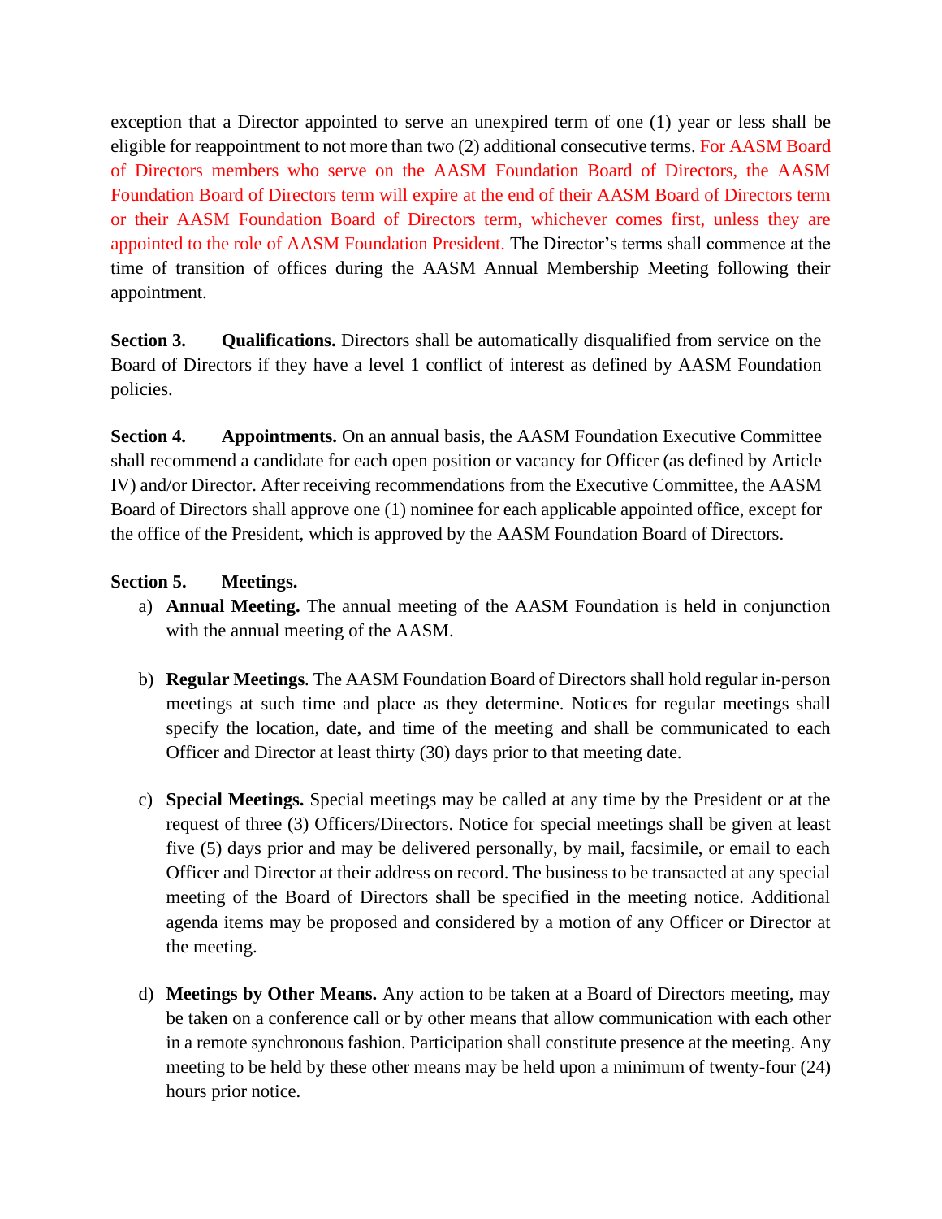exception that a Director appointed to serve an unexpired term of one (1) year or less shall be eligible for reappointment to not more than two (2) additional consecutive terms. For AASM Board of Directors members who serve on the AASM Foundation Board of Directors, the AASM Foundation Board of Directors term will expire at the end of their AASM Board of Directors term or their AASM Foundation Board of Directors term, whichever comes first, unless they are appointed to the role of AASM Foundation President. The Director's terms shall commence at the time of transition of offices during the AASM Annual Membership Meeting following their appointment.

**Section 3. Qualifications.** Directors shall be automatically disqualified from service on the Board of Directors if they have a level 1 conflict of interest as defined by AASM Foundation policies.

**Section 4. Appointments.** On an annual basis, the AASM Foundation Executive Committee shall recommend a candidate for each open position or vacancy for Officer (as defined by Article IV) and/or Director. After receiving recommendations from the Executive Committee, the AASM Board of Directors shall approve one (1) nominee for each applicable appointed office, except for the office of the President, which is approved by the AASM Foundation Board of Directors.

**Section 5. Meetings.**

a) **Annual Meeting.** The annual meeting of the AASM Foundation is held in conjunction with the annual meeting of the AASM.

b) **Regular Meetings**. The AASM Foundation Board of Directors shall hold regular in-person meetings at such time and place as they determine. Notices for regular meetings shall specify the location, date, and time of the meeting and shall be communicated to each Officer and Director at least thirty (30) days prior to that meeting date.

c) **Special Meetings.** Special meetings may be called at any time by the President or at the request of three (3) Officers/Directors. Notice for special meetings shall be given at least five (5) days prior and may be delivered personally, by mail, facsimile, or email to each Officer and Director at their address on record. The business to be transacted at any special meeting of the Board of Directors shall be specified in the meeting notice. Additional agenda items may be proposed and considered by a motion of any Officer or Director at the meeting.

d) **Meetings by Other Means.** Any action to be taken at a Board of Directors meeting, may be taken on a conference call or by other means that allow communication with each other in a remote synchronous fashion. Participation shall constitute presence at the meeting. Any meeting to be held by these other means may be held upon a minimum of twenty-four (24) hours prior notice.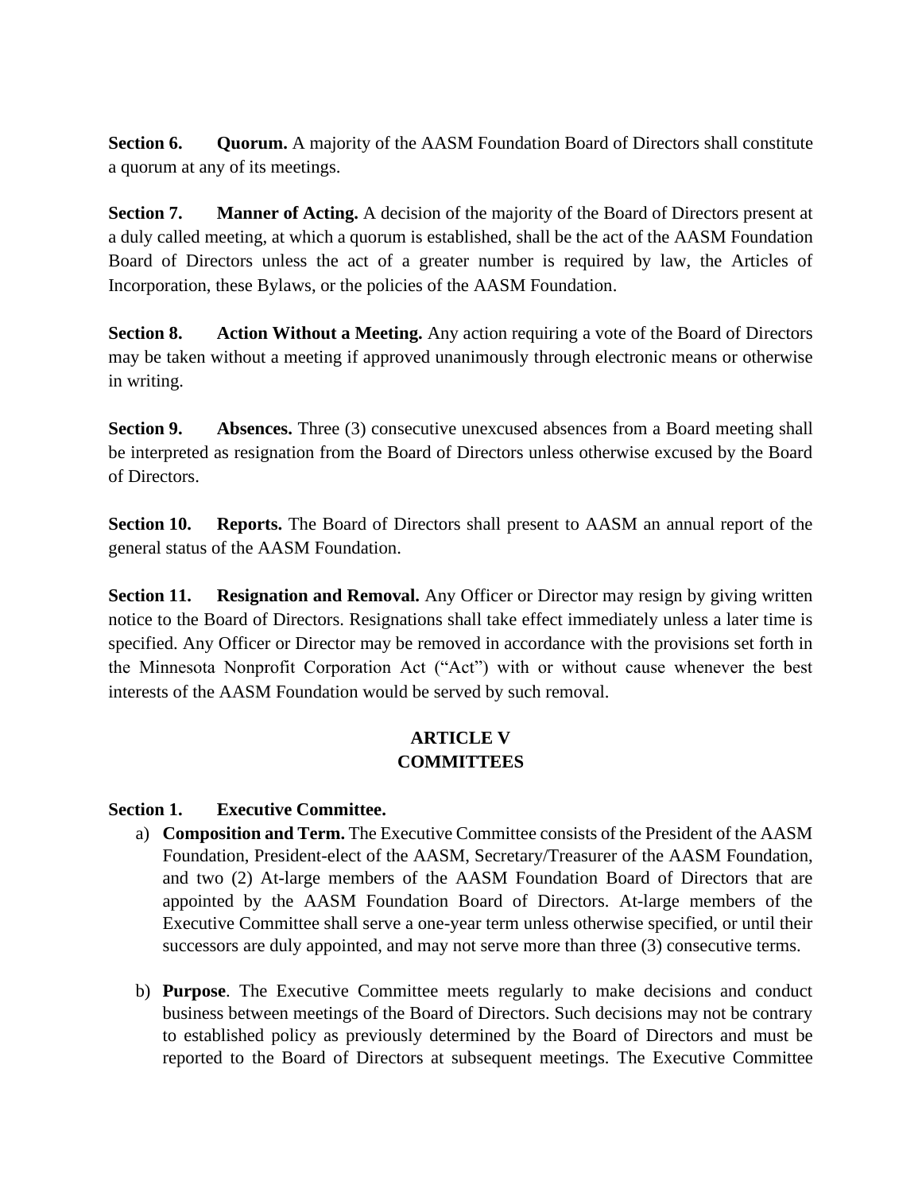**Section 6. Quorum.** A majority of the AASM Foundation Board of Directors shall constitute a quorum at any of its meetings.

**Section 7. Manner of Acting.** A decision of the majority of the Board of Directors present at a duly called meeting, at which a quorum is established, shall be the act of the AASM Foundation Board of Directors unless the act of a greater number is required by law, the Articles of Incorporation, these Bylaws, or the policies of the AASM Foundation.

**Section 8. Action Without a Meeting.** Any action requiring a vote of the Board of Directors may be taken without a meeting if approved unanimously through electronic means or otherwise in writing.

**Section 9. Absences.** Three (3) consecutive unexcused absences from a Board meeting shall be interpreted as resignation from the Board of Directors unless otherwise excused by the Board of Directors.

**Section 10. Reports.** The Board of Directors shall present to AASM an annual report of the general status of the AASM Foundation.

**Section 11. Resignation and Removal.** Any Officer or Director may resign by giving written notice to the Board of Directors. Resignations shall take effect immediately unless a later time is specified. Any Officer or Director may be removed in accordance with the provisions set forth in the Minnesota Nonprofit Corporation Act ("Act") with or without cause whenever the best interests of the AASM Foundation would be served by such removal.

## ARTICLE V
## COMMITTEES

**Section 1. Executive Committee.**

a) **Composition and Term.** The Executive Committee consists of the President of the AASM Foundation, President-elect of the AASM, Secretary/Treasurer of the AASM Foundation, and two (2) At-large members of the AASM Foundation Board of Directors that are appointed by the AASM Foundation Board of Directors. At-large members of the Executive Committee shall serve a one-year term unless otherwise specified, or until their successors are duly appointed, and may not serve more than three (3) consecutive terms.

b) **Purpose**. The Executive Committee meets regularly to make decisions and conduct business between meetings of the Board of Directors. Such decisions may not be contrary to established policy as previously determined by the Board of Directors and must be reported to the Board of Directors at subsequent meetings. The Executive Committee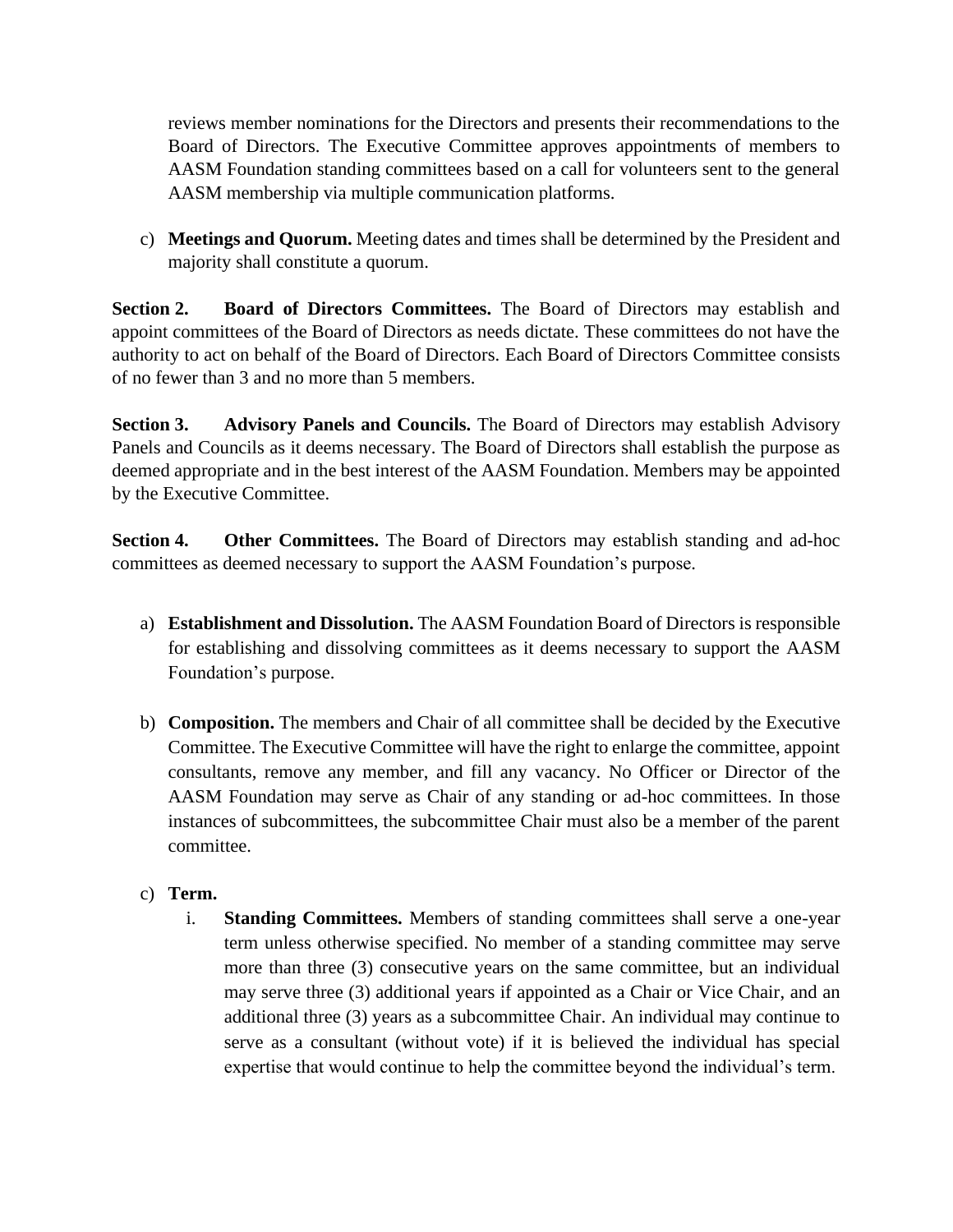reviews member nominations for the Directors and presents their recommendations to the Board of Directors. The Executive Committee approves appointments of members to AASM Foundation standing committees based on a call for volunteers sent to the general AASM membership via multiple communication platforms.

c) **Meetings and Quorum.** Meeting dates and times shall be determined by the President and majority shall constitute a quorum.

**Section 2. Board of Directors Committees.** The Board of Directors may establish and appoint committees of the Board of Directors as needs dictate. These committees do not have the authority to act on behalf of the Board of Directors. Each Board of Directors Committee consists of no fewer than 3 and no more than 5 members.

**Section 3. Advisory Panels and Councils.** The Board of Directors may establish Advisory Panels and Councils as it deems necessary. The Board of Directors shall establish the purpose as deemed appropriate and in the best interest of the AASM Foundation. Members may be appointed by the Executive Committee.

**Section 4. Other Committees.** The Board of Directors may establish standing and ad-hoc committees as deemed necessary to support the AASM Foundation's purpose.

a) **Establishment and Dissolution.** The AASM Foundation Board of Directors is responsible for establishing and dissolving committees as it deems necessary to support the AASM Foundation's purpose.

b) **Composition.** The members and Chair of all committee shall be decided by the Executive Committee. The Executive Committee will have the right to enlarge the committee, appoint consultants, remove any member, and fill any vacancy. No Officer or Director of the AASM Foundation may serve as Chair of any standing or ad-hoc committees. In those instances of subcommittees, the subcommittee Chair must also be a member of the parent committee.

c) **Term.**

   i. **Standing Committees.** Members of standing committees shall serve a one-year term unless otherwise specified. No member of a standing committee may serve more than three (3) consecutive years on the same committee, but an individual may serve three (3) additional years if appointed as a Chair or Vice Chair, and an additional three (3) years as a subcommittee Chair. An individual may continue to serve as a consultant (without vote) if it is believed the individual has special expertise that would continue to help the committee beyond the individual's term.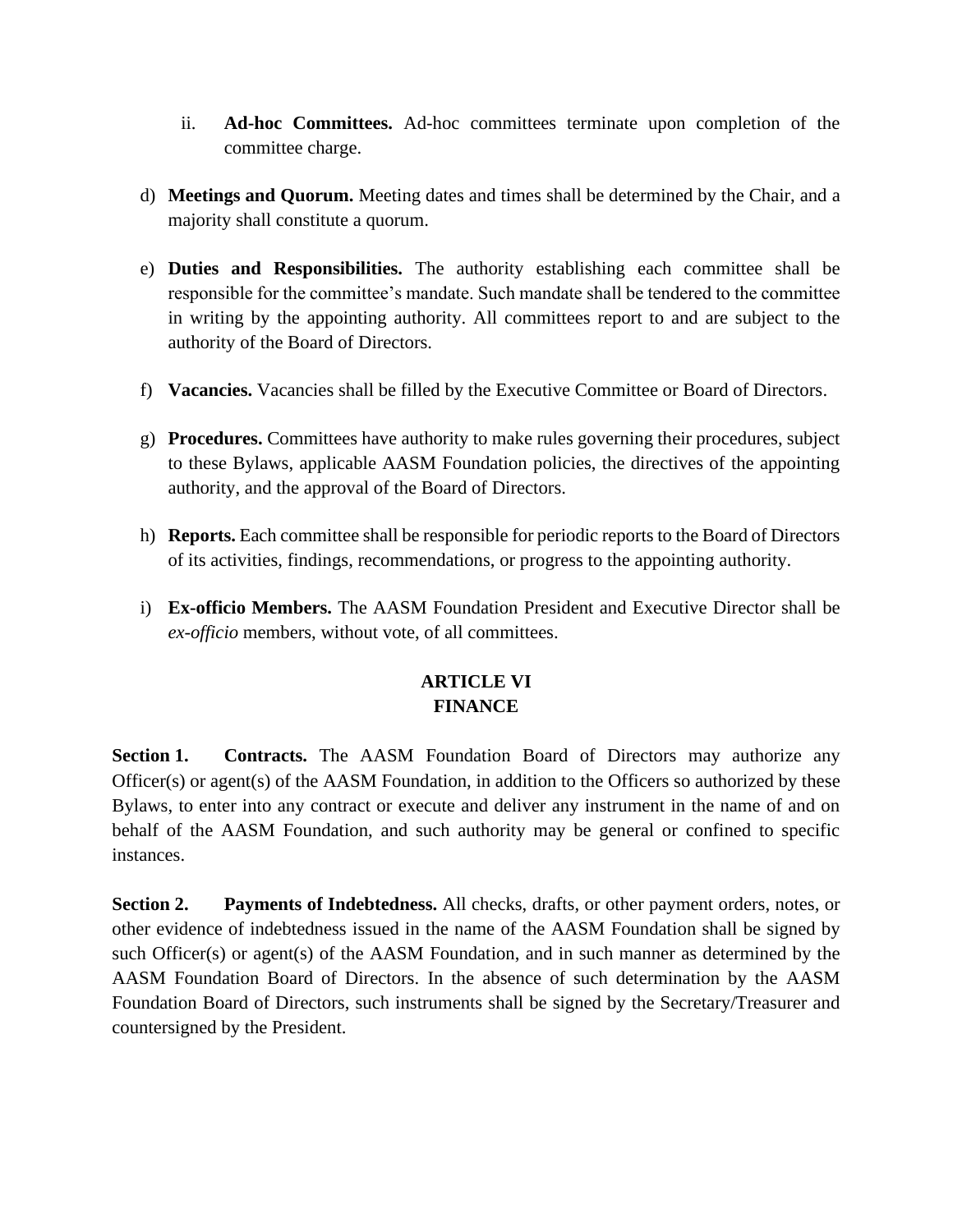ii. **Ad-hoc Committees.** Ad-hoc committees terminate upon completion of the committee charge.

d) **Meetings and Quorum.** Meeting dates and times shall be determined by the Chair, and a majority shall constitute a quorum.

e) **Duties and Responsibilities.** The authority establishing each committee shall be responsible for the committee's mandate. Such mandate shall be tendered to the committee in writing by the appointing authority. All committees report to and are subject to the authority of the Board of Directors.

f) **Vacancies.** Vacancies shall be filled by the Executive Committee or Board of Directors.

g) **Procedures.** Committees have authority to make rules governing their procedures, subject to these Bylaws, applicable AASM Foundation policies, the directives of the appointing authority, and the approval of the Board of Directors.

h) **Reports.** Each committee shall be responsible for periodic reports to the Board of Directors of its activities, findings, recommendations, or progress to the appointing authority.

i) **Ex-officio Members.** The AASM Foundation President and Executive Director shall be *ex-officio* members, without vote, of all committees.

## ARTICLE VI
## FINANCE

**Section 1. Contracts.** The AASM Foundation Board of Directors may authorize any Officer(s) or agent(s) of the AASM Foundation, in addition to the Officers so authorized by these Bylaws, to enter into any contract or execute and deliver any instrument in the name of and on behalf of the AASM Foundation, and such authority may be general or confined to specific instances.

**Section 2. Payments of Indebtedness.** All checks, drafts, or other payment orders, notes, or other evidence of indebtedness issued in the name of the AASM Foundation shall be signed by such Officer(s) or agent(s) of the AASM Foundation, and in such manner as determined by the AASM Foundation Board of Directors. In the absence of such determination by the AASM Foundation Board of Directors, such instruments shall be signed by the Secretary/Treasurer and countersigned by the President.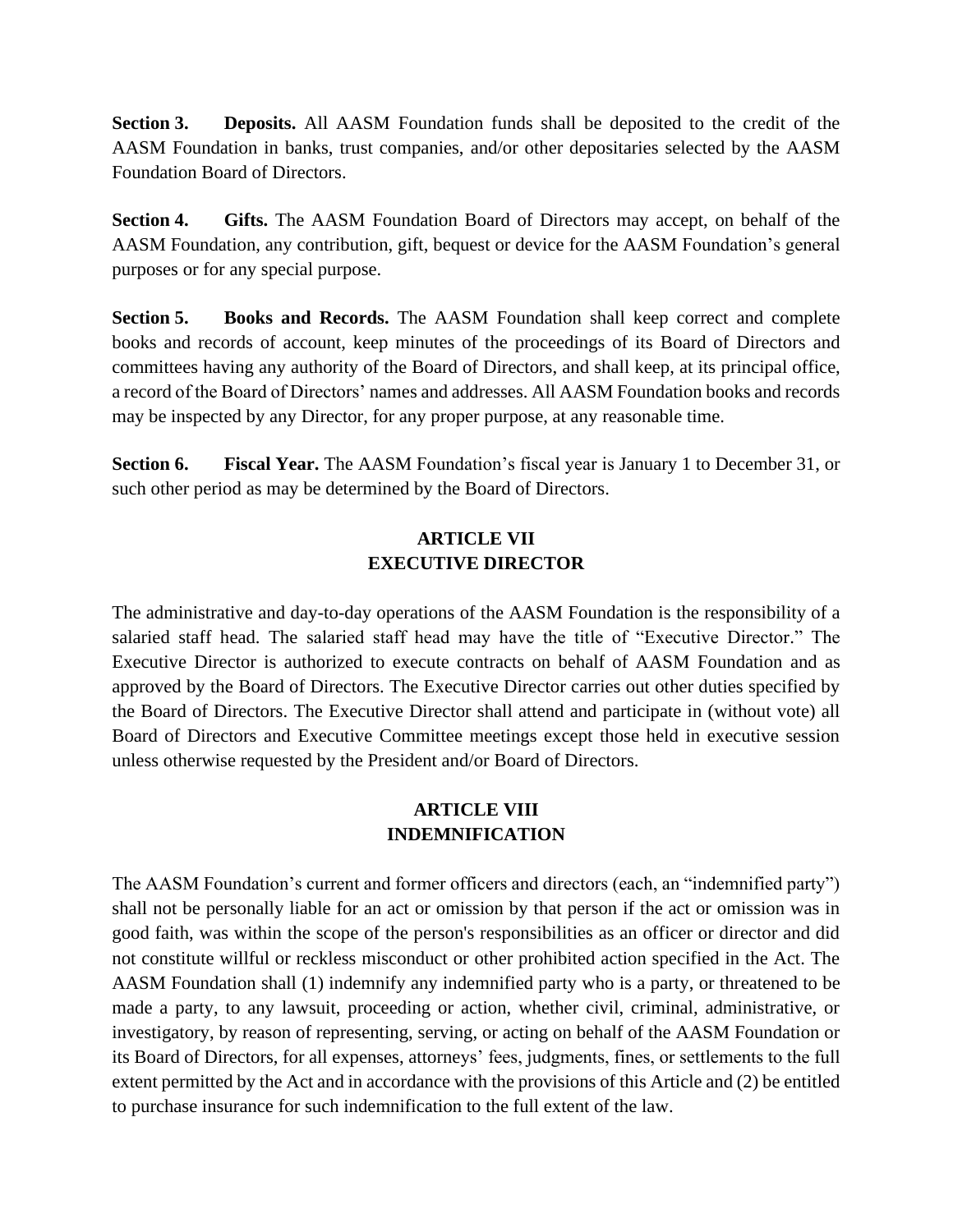**Section 3. Deposits.** All AASM Foundation funds shall be deposited to the credit of the AASM Foundation in banks, trust companies, and/or other depositaries selected by the AASM Foundation Board of Directors.

**Section 4. Gifts.** The AASM Foundation Board of Directors may accept, on behalf of the AASM Foundation, any contribution, gift, bequest or device for the AASM Foundation's general purposes or for any special purpose.

**Section 5. Books and Records.** The AASM Foundation shall keep correct and complete books and records of account, keep minutes of the proceedings of its Board of Directors and committees having any authority of the Board of Directors, and shall keep, at its principal office, a record of the Board of Directors' names and addresses. All AASM Foundation books and records may be inspected by any Director, for any proper purpose, at any reasonable time.

**Section 6. Fiscal Year.** The AASM Foundation's fiscal year is January 1 to December 31, or such other period as may be determined by the Board of Directors.

## ARTICLE VII
## EXECUTIVE DIRECTOR

The administrative and day-to-day operations of the AASM Foundation is the responsibility of a salaried staff head. The salaried staff head may have the title of "Executive Director." The Executive Director is authorized to execute contracts on behalf of AASM Foundation and as approved by the Board of Directors. The Executive Director carries out other duties specified by the Board of Directors. The Executive Director shall attend and participate in (without vote) all Board of Directors and Executive Committee meetings except those held in executive session unless otherwise requested by the President and/or Board of Directors.

## ARTICLE VIII
## INDEMNIFICATION

The AASM Foundation's current and former officers and directors (each, an "indemnified party") shall not be personally liable for an act or omission by that person if the act or omission was in good faith, was within the scope of the person's responsibilities as an officer or director and did not constitute willful or reckless misconduct or other prohibited action specified in the Act. The AASM Foundation shall (1) indemnify any indemnified party who is a party, or threatened to be made a party, to any lawsuit, proceeding or action, whether civil, criminal, administrative, or investigatory, by reason of representing, serving, or acting on behalf of the AASM Foundation or its Board of Directors, for all expenses, attorneys' fees, judgments, fines, or settlements to the full extent permitted by the Act and in accordance with the provisions of this Article and (2) be entitled to purchase insurance for such indemnification to the full extent of the law.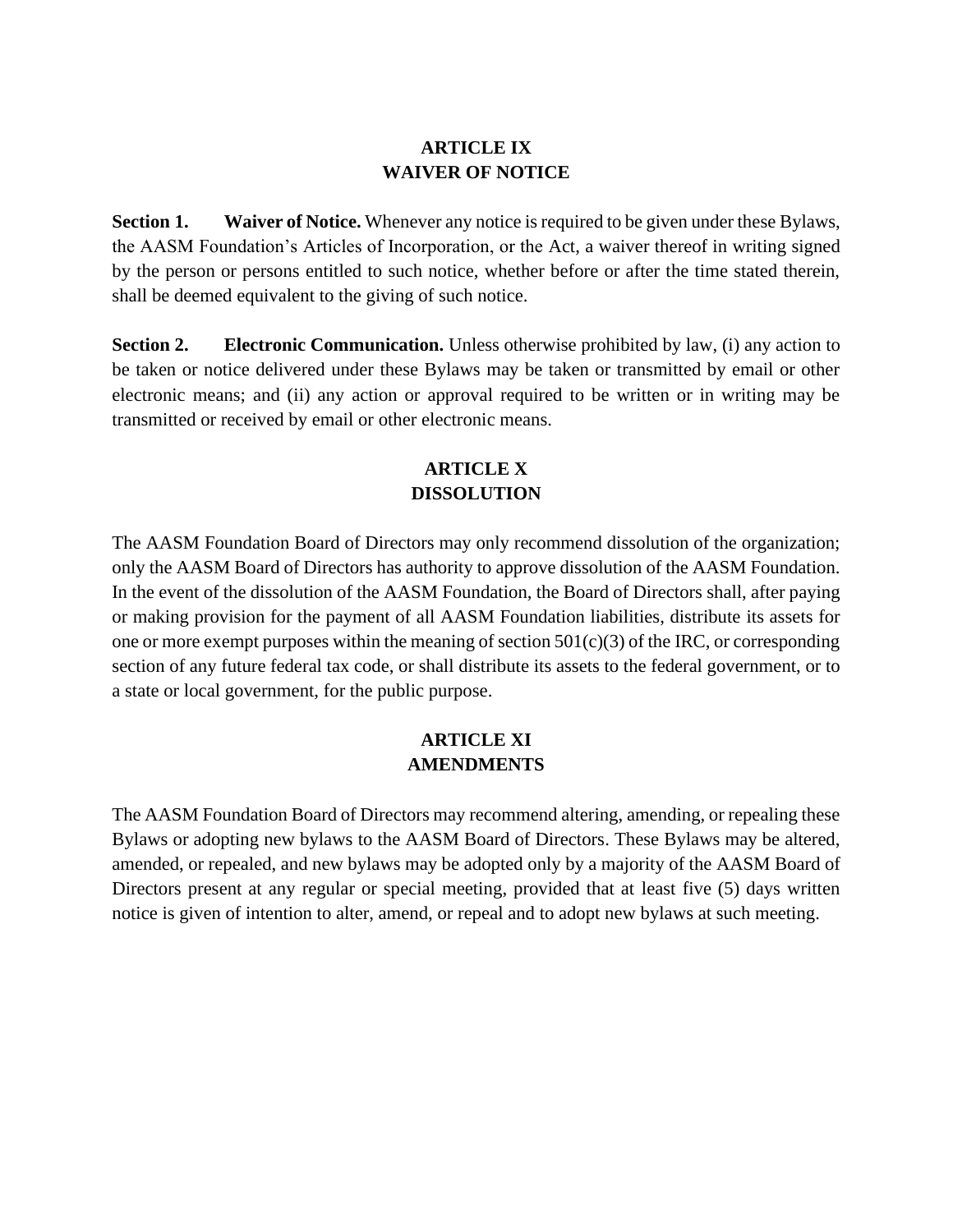## ARTICLE IX
## WAIVER OF NOTICE

**Section 1. Waiver of Notice.** Whenever any notice is required to be given under these Bylaws, the AASM Foundation's Articles of Incorporation, or the Act, a waiver thereof in writing signed by the person or persons entitled to such notice, whether before or after the time stated therein, shall be deemed equivalent to the giving of such notice.

**Section 2. Electronic Communication.** Unless otherwise prohibited by law, (i) any action to be taken or notice delivered under these Bylaws may be taken or transmitted by email or other electronic means; and (ii) any action or approval required to be written or in writing may be transmitted or received by email or other electronic means.

## ARTICLE X
## DISSOLUTION

The AASM Foundation Board of Directors may only recommend dissolution of the organization; only the AASM Board of Directors has authority to approve dissolution of the AASM Foundation. In the event of the dissolution of the AASM Foundation, the Board of Directors shall, after paying or making provision for the payment of all AASM Foundation liabilities, distribute its assets for one or more exempt purposes within the meaning of section 501(c)(3) of the IRC, or corresponding section of any future federal tax code, or shall distribute its assets to the federal government, or to a state or local government, for the public purpose.

## ARTICLE XI
## AMENDMENTS

The AASM Foundation Board of Directors may recommend altering, amending, or repealing these Bylaws or adopting new bylaws to the AASM Board of Directors. These Bylaws may be altered, amended, or repealed, and new bylaws may be adopted only by a majority of the AASM Board of Directors present at any regular or special meeting, provided that at least five (5) days written notice is given of intention to alter, amend, or repeal and to adopt new bylaws at such meeting.